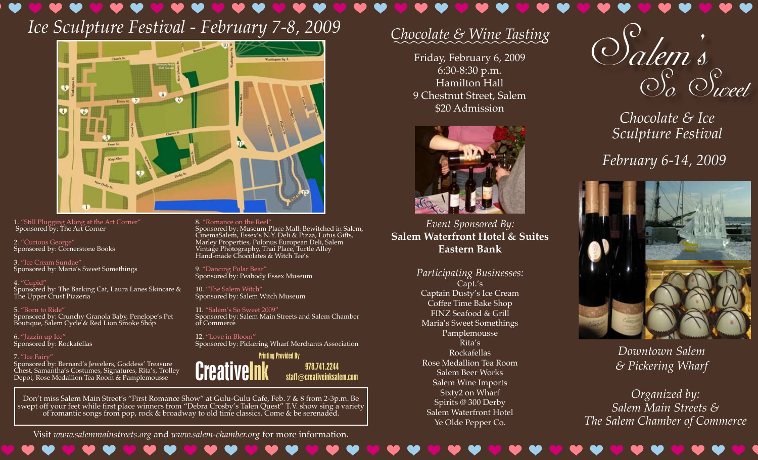# Ice Sculpture Festival - February 7-8, 2009

1. "Still Plugging Along at the Art Corner"
   Sponsored by: The Art Corner

2. "Curious George"
   Sponsored by: Cornerstone Books

3. "Ice Cream Sundae"
   Sponsored by: Maria's Sweet Somethings

4. "Cupid"
   Sponsored by: The Barking Cat, Laura Lanes Skincare & The Upper Crust Pizzeria

5. "Born to Ride"
   Sponsored by: Crunchy Granola Baby, Penelope's Pet Boutique, Salem Cycle & Red Lion Smoke Shop

6. "Jazzin up Ice"
   Sponsored by: Rockafellas

7. "Ice Fairy"
   Sponsored by: Bernard's Jewelers, Goddess' Treasure Chest, Samantha's Costumes, Signatures, Rita's, Trolley Depot, Rose Medallion Tea Room & Pamplemousse

8. "Romance on the Reel"
   Sponsored by: Museum Place Mall: Bewitched in Salem, CinemaSalem, Essex's N.Y. Deli & Pizza, Lotus Gifts, Marley Properties, Polonus European Deli, Salem Vintage Photography, Thai Place, Turtle Alley Hand-made Chocolates & Witch Tee's

9. "Dancing Polar Bear"
   Sponsored by: Peabody Essex Museum

10. "The Salem Witch"
    Sponsored by: Salem Witch Museum

11. "Salem's So Sweet 2009"
    Sponsored by: Salem Main Streets and Salem Chamber of Commerce

12. "Love in Bloom"
    Sponsored by: Pickering Wharf Merchants Association

Printing Provided By
**CreativeInk** 978.741.2244 staff@creativeinksalem.com

Don't miss Salem Main Street's "First Romance Show" at Gulu-Gulu Cafe, Feb. 7 & 8 from 2-3p.m. Be swept off your feet while first place winners from "Debra Crosby's Talen Quest" T.V. show sing a variety of romantic songs from pop, rock & broadway to old time classics. Come & be serenaded.

Visit *www.salemmainstreets.org* and *www.salem-chamber.org* for more information.

## Chocolate & Wine Tasting

Friday, February 6, 2009
6:30-8:30 p.m.
Hamilton Hall
9 Chestnut Street, Salem
$20 Admission

*Event Sponsored By:*
**Salem Waterfront Hotel & Suites**
**Eastern Bank**

*Participating Businesses:*
Capt.'s
Captain Dusty's Ice Cream
Coffee Time Bake Shop
FINZ Seafood & Grill
Maria's Sweet Somethings
Pamplemousse
Rita's
Rockafellas
Rose Medallion Tea Room
Salem Beer Works
Salem Wine Imports
Sixty2 on Wharf
Spirits @ 300 Derby
Salem Waterfront Hotel
Ye Olde Pepper Co.

# Salem's So Sweet

*Chocolate & Ice Sculpture Festival*

*February 6-14, 2009*

*Downtown Salem & Pickering Wharf*

*Organized by:*
*Salem Main Streets &*
*The Salem Chamber of Commerce*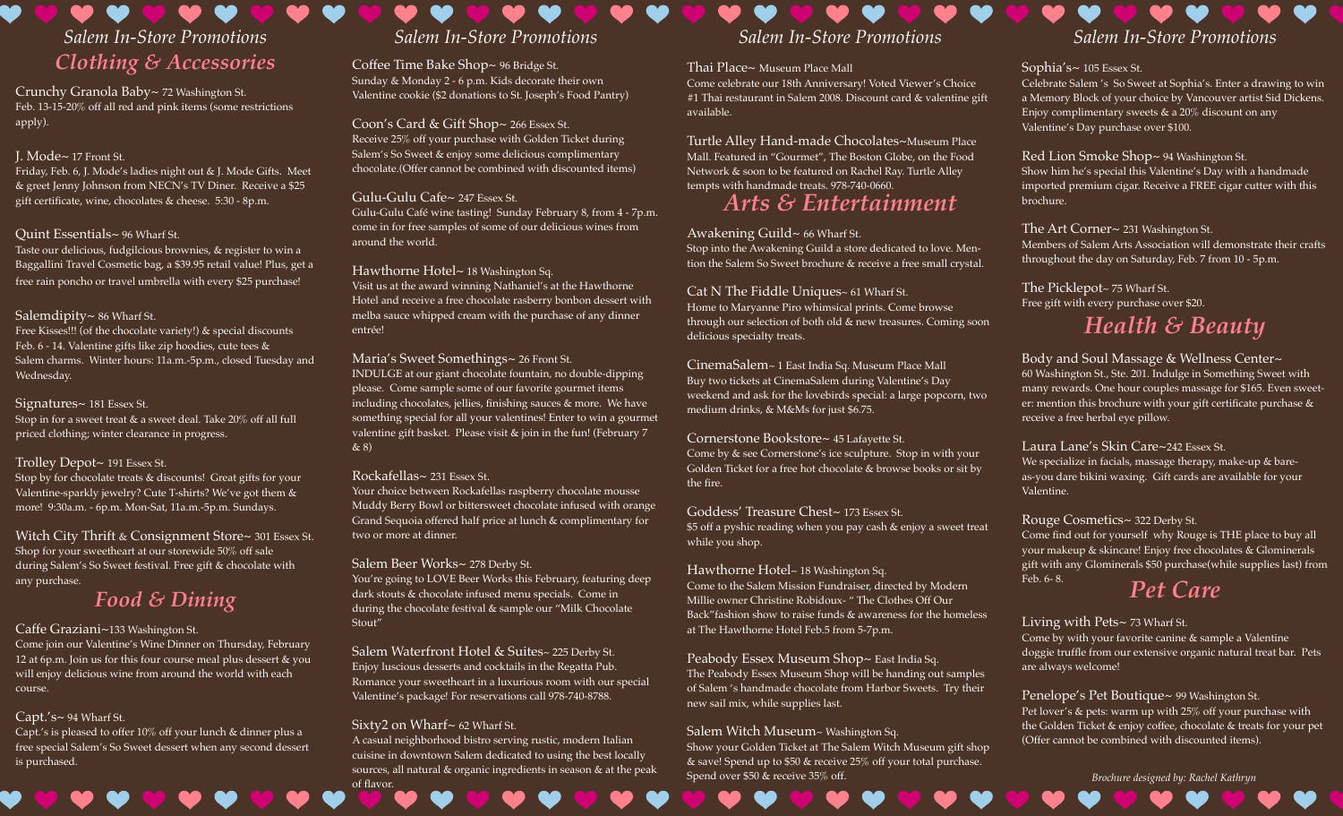*Salem In-Store Promotions*

## Clothing & Accessories

Crunchy Granola Baby~ 72 Washington St.
Feb. 13-15-20% off all red and pink items (some restrictions apply).

J. Mode~ 17 Front St.
Friday, Feb. 6, J. Mode's ladies night out & J. Mode Gifts. Meet & greet Jenny Johnson from NECN's TV Diner. Receive a $25 gift certificate, wine, chocolates & cheese. 5:30 - 8p.m.

Quint Essentials~ 96 Wharf St.
Taste our delicious, fudgilcious brownies, & register to win a Baggallini Travel Cosmetic bag, a $39.95 retail value! Plus, get a free rain poncho or travel umbrella with every $25 purchase!

Salemdipity~ 86 Wharf St.
Free Kisses!!! (of the chocolate variety!) & special discounts Feb. 6 - 14. Valentine gifts like zip hoodies, cute tees & Salem charms. Winter hours: 11a.m.-5p.m., closed Tuesday and Wednesday.

Signatures~ 181 Essex St.
Stop in for a sweet treat & a sweet deal. Take 20% off all full priced clothing; winter clearance in progress.

Trolley Depot~ 191 Essex St.
Stop by for chocolate treats & discounts! Great gifts for your Valentine-sparkly jewelry? Cute T-shirts? We've got them & more! 9:30a.m. - 6p.m. Mon-Sat, 11a.m.-5p.m. Sundays.

Witch City Thrift & Consignment Store~ 301 Essex St.
Shop for your sweetheart at our storewide 50% off sale during Salem's So Sweet festival. Free gift & chocolate with any purchase.

## Food & Dining

Caffe Graziani~133 Washington St.
Come join our Valentine's Wine Dinner on Thursday, February 12 at 6p.m. Join us for this four course meal plus dessert & you will enjoy delicious wine from around the world with each course.

Capt.'s~ 94 Wharf St.
Capt.'s is pleased to offer 10% off your lunch & dinner plus a free special Salem's So Sweet dessert when any second dessert is purchased.

*Salem In-Store Promotions*

Coffee Time Bake Shop~ 96 Bridge St.
Sunday & Monday 2 - 6 p.m. Kids decorate their own Valentine cookie ($2 donations to St. Joseph's Food Pantry)

Coon's Card & Gift Shop~ 266 Essex St.
Receive 25% off your purchase with Golden Ticket during Salem's So Sweet & enjoy some delicious complimentary chocolate.(Offer cannot be combined with discounted items)

Gulu-Gulu Cafe~ 247 Essex St.
Gulu-Gulu Café wine tasting! Sunday February 8, from 4 - 7p.m. come in for free samples of some of our delicious wines from around the world.

Hawthorne Hotel~ 18 Washington Sq.
Visit us at the award winning Nathaniel's at the Hawthorne Hotel and receive a free chocolate rasberry bonbon dessert with melba sauce whipped cream with the purchase of any dinner entrée!

Maria's Sweet Somethings~ 26 Front St.
INDULGE at our giant chocolate fountain, no double-dipping please. Come sample some of our favorite gourmet items including chocolates, jellies, finishing sauces & more. We have something special for all your valentines! Enter to win a gourmet valentine gift basket. Please visit & join in the fun! (February 7 & 8)

Rockafellas~ 231 Essex St.
Your choice between Rockafellas raspberry chocolate mousse Muddy Berry Bowl or bittersweet chocolate infused with orange Grand Sequoia offered half price at lunch & complimentary for two or more at dinner.

Salem Beer Works~ 278 Derby St.
You're going to LOVE Beer Works this February, featuring deep dark stouts & chocolate infused menu specials. Come in during the chocolate festival & sample our "Milk Chocolate Stout"

Salem Waterfront Hotel & Suites~ 225 Derby St.
Enjoy luscious desserts and cocktails in the Regatta Pub. Romance your sweetheart in a luxurious room with our special Valentine's package! For reservations call 978-740-8788.

Sixty2 on Wharf~ 62 Wharf St.
A casual neighborhood bistro serving rustic, modern Italian cuisine in downtown Salem dedicated to using the best locally sources, all natural & organic ingredients in season & at the peak of flavor.

*Salem In-Store Promotions*

Thai Place~ Museum Place Mall
Come celebrate our 18th Anniversary! Voted Viewer's Choice #1 Thai restaurant in Salem 2008. Discount card & valentine gift available.

Turtle Alley Hand-made Chocolates~Museum Place Mall. Featured in "Gourmet", The Boston Globe, on the Food Network & soon to be featured on Rachel Ray. Turtle Alley tempts with handmade treats. 978-740-0660.

## Arts & Entertainment

Awakening Guild~ 66 Wharf St.
Stop into the Awakening Guild a store dedicated to love. Mention the Salem So Sweet brochure & receive a free small crystal.

Cat N The Fiddle Uniques~ 61 Wharf St.
Home to Maryanne Piro whimsical prints. Come browse through our selection of both old & new treasures. Coming soon delicious specialty treats.

CinemaSalem~ 1 East India Sq. Museum Place Mall
Buy two tickets at CinemaSalem during Valentine's Day weekend and ask for the lovebirds special: a large popcorn, two medium drinks, & M&Ms for just $6.75.

Cornerstone Bookstore~ 45 Lafayette St.
Come by & see Cornerstone's ice sculpture. Stop in with your Golden Ticket for a free hot chocolate & browse books or sit by the fire.

Goddess' Treasure Chest~ 173 Essex St.
$5 off a pyshic reading when you pay cash & enjoy a sweet treat while you shop.

Hawthorne Hotel~ 18 Washington Sq.
Come to the Salem Mission Fundraiser, directed by Modern Millie owner Christine Robidoux- " The Clothes Off Our Back"fashion show to raise funds & awareness for the homeless at The Hawthorne Hotel Feb.5 from 5-7p.m.

Peabody Essex Museum Shop~ East India Sq.
The Peabody Essex Museum Shop will be handing out samples of Salem 's handmade chocolate from Harbor Sweets. Try their new sail mix, while supplies last.

Salem Witch Museum~ Washington Sq.
Show your Golden Ticket at The Salem Witch Museum gift shop & save! Spend up to $50 & receive 25% off your total purchase. Spend over $50 & receive 35% off.

*Salem In-Store Promotions*

Sophia's~ 105 Essex St.
Celebrate Salem 's So Sweet at Sophia's. Enter a drawing to win a Memory Block of your choice by Vancouver artist Sid Dickens. Enjoy complimentary sweets & a 20% discount on any Valentine's Day purchase over $100.

Red Lion Smoke Shop~ 94 Washington St.
Show him he's special this Valentine's Day with a handmade imported premium cigar. Receive a FREE cigar cutter with this brochure.

The Art Corner~ 231 Washington St.
Members of Salem Arts Association will demonstrate their crafts throughout the day on Saturday, Feb. 7 from 10 - 5p.m.

The Picklepot~ 75 Wharf St.
Free gift with every purchase over $20.

## Health & Beauty

Body and Soul Massage & Wellness Center~
60 Washington St., Ste. 201. Indulge in Something Sweet with many rewards. One hour couples massage for $165. Even sweeter: mention this brochure with your gift certificate purchase & receive a free herbal eye pillow.

Laura Lane's Skin Care~242 Essex St.
We specialize in facials, massage therapy, make-up & bare-as-you dare bikini waxing. Gift cards are available for your Valentine.

Rouge Cosmetics~ 322 Derby St.
Come find out for yourself why Rouge is THE place to buy all your makeup & skincare! Enjoy free chocolates & Glominerals gift with any Glominerals $50 purchase(while supplies last) from Feb. 6- 8.

## Pet Care

Living with Pets~ 73 Wharf St.
Come by with your favorite canine & sample a Valentine doggie truffle from our extensive organic natural treat bar. Pets are always welcome!

Penelope's Pet Boutique~ 99 Washington St.
Pet lover's & pets: warm up with 25% off your purchase with the Golden Ticket & enjoy coffee, chocolate & treats for your pet (Offer cannot be combined with discounted items).

*Brochure designed by: Rachel Kathryn*